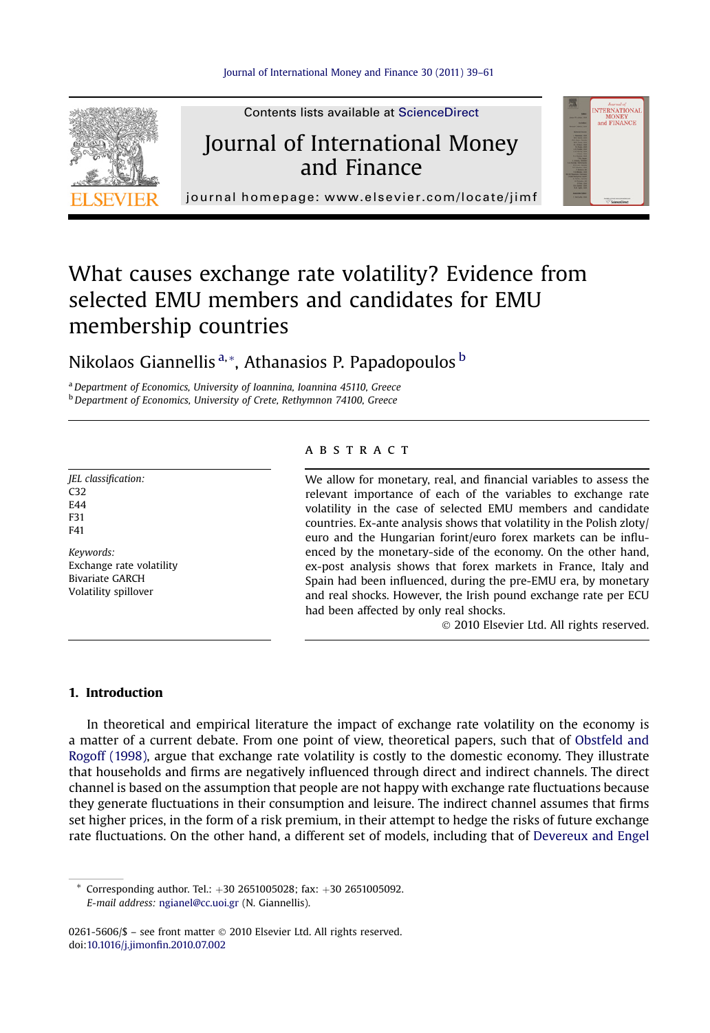# What causes exchange rate volatility? Evidence from selected EMU members and candidates for EMU membership countries

Nikolaos Giannellis [a,*], Athanasios P. Papadopoulos [b]

[a] Department of Economics, University of Ioannina, Ioannina 45110, Greece
[b] Department of Economics, University of Crete, Rethymnon 74100, Greece

*JEL classification:*
C32
E44
F31
F41

*Keywords:*
Exchange rate volatility
Bivariate GARCH
Volatility spillover

## ABSTRACT

We allow for monetary, real, and financial variables to assess the relevant importance of each of the variables to exchange rate volatility in the case of selected EMU members and candidate countries. Ex-ante analysis shows that volatility in the Polish zloty/euro and the Hungarian forint/euro forex markets can be influenced by the monetary-side of the economy. On the other hand, ex-post analysis shows that forex markets in France, Italy and Spain had been influenced, during the pre-EMU era, by monetary and real shocks. However, the Irish pound exchange rate per ECU had been affected by only real shocks.

© 2010 Elsevier Ltd. All rights reserved.

## 1. Introduction

In theoretical and empirical literature the impact of exchange rate volatility on the economy is a matter of a current debate. From one point of view, theoretical papers, such that of Obstfeld and Rogoff (1998), argue that exchange rate volatility is costly to the domestic economy. They illustrate that households and firms are negatively influenced through direct and indirect channels. The direct channel is based on the assumption that people are not happy with exchange rate fluctuations because they generate fluctuations in their consumption and leisure. The indirect channel assumes that firms set higher prices, in the form of a risk premium, in their attempt to hedge the risks of future exchange rate fluctuations. On the other hand, a different set of models, including that of Devereux and Engel

* Corresponding author. Tel.: +30 2651005028; fax: +30 2651005092.
*E-mail address:* ngianel@cc.uoi.gr (N. Giannellis).

0261-5606/$ – see front matter © 2010 Elsevier Ltd. All rights reserved.
doi:10.1016/j.jimonfin.2010.07.002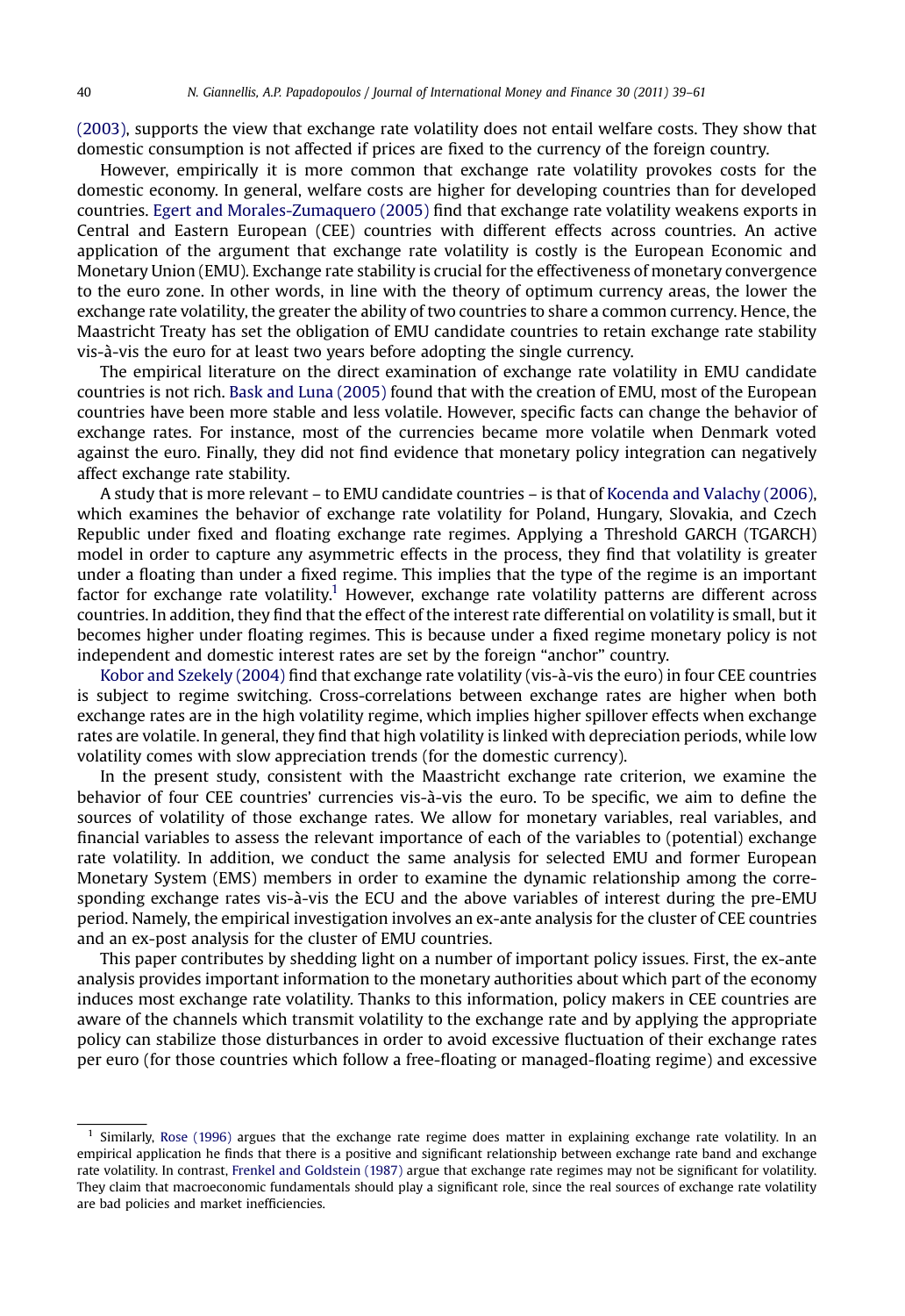(2003), supports the view that exchange rate volatility does not entail welfare costs. They show that domestic consumption is not affected if prices are fixed to the currency of the foreign country.

However, empirically it is more common that exchange rate volatility provokes costs for the domestic economy. In general, welfare costs are higher for developing countries than for developed countries. Egert and Morales-Zumaquero (2005) find that exchange rate volatility weakens exports in Central and Eastern European (CEE) countries with different effects across countries. An active application of the argument that exchange rate volatility is costly is the European Economic and Monetary Union (EMU). Exchange rate stability is crucial for the effectiveness of monetary convergence to the euro zone. In other words, in line with the theory of optimum currency areas, the lower the exchange rate volatility, the greater the ability of two countries to share a common currency. Hence, the Maastricht Treaty has set the obligation of EMU candidate countries to retain exchange rate stability vis-à-vis the euro for at least two years before adopting the single currency.

The empirical literature on the direct examination of exchange rate volatility in EMU candidate countries is not rich. Bask and Luna (2005) found that with the creation of EMU, most of the European countries have been more stable and less volatile. However, specific facts can change the behavior of exchange rates. For instance, most of the currencies became more volatile when Denmark voted against the euro. Finally, they did not find evidence that monetary policy integration can negatively affect exchange rate stability.

A study that is more relevant – to EMU candidate countries – is that of Kocenda and Valachy (2006), which examines the behavior of exchange rate volatility for Poland, Hungary, Slovakia, and Czech Republic under fixed and floating exchange rate regimes. Applying a Threshold GARCH (TGARCH) model in order to capture any asymmetric effects in the process, they find that volatility is greater under a floating than under a fixed regime. This implies that the type of the regime is an important factor for exchange rate volatility.[1] However, exchange rate volatility patterns are different across countries. In addition, they find that the effect of the interest rate differential on volatility is small, but it becomes higher under floating regimes. This is because under a fixed regime monetary policy is not independent and domestic interest rates are set by the foreign "anchor" country.

Kobor and Szekely (2004) find that exchange rate volatility (vis-à-vis the euro) in four CEE countries is subject to regime switching. Cross-correlations between exchange rates are higher when both exchange rates are in the high volatility regime, which implies higher spillover effects when exchange rates are volatile. In general, they find that high volatility is linked with depreciation periods, while low volatility comes with slow appreciation trends (for the domestic currency).

In the present study, consistent with the Maastricht exchange rate criterion, we examine the behavior of four CEE countries' currencies vis-à-vis the euro. To be specific, we aim to define the sources of volatility of those exchange rates. We allow for monetary variables, real variables, and financial variables to assess the relevant importance of each of the variables to (potential) exchange rate volatility. In addition, we conduct the same analysis for selected EMU and former European Monetary System (EMS) members in order to examine the dynamic relationship among the corresponding exchange rates vis-à-vis the ECU and the above variables of interest during the pre-EMU period. Namely, the empirical investigation involves an ex-ante analysis for the cluster of CEE countries and an ex-post analysis for the cluster of EMU countries.

This paper contributes by shedding light on a number of important policy issues. First, the ex-ante analysis provides important information to the monetary authorities about which part of the economy induces most exchange rate volatility. Thanks to this information, policy makers in CEE countries are aware of the channels which transmit volatility to the exchange rate and by applying the appropriate policy can stabilize those disturbances in order to avoid excessive fluctuation of their exchange rates per euro (for those countries which follow a free-floating or managed-floating regime) and excessive

---

[1] Similarly, Rose (1996) argues that the exchange rate regime does matter in explaining exchange rate volatility. In an empirical application he finds that there is a positive and significant relationship between exchange rate band and exchange rate volatility. In contrast, Frenkel and Goldstein (1987) argue that exchange rate regimes may not be significant for volatility. They claim that macroeconomic fundamentals should play a significant role, since the real sources of exchange rate volatility are bad policies and market inefficiencies.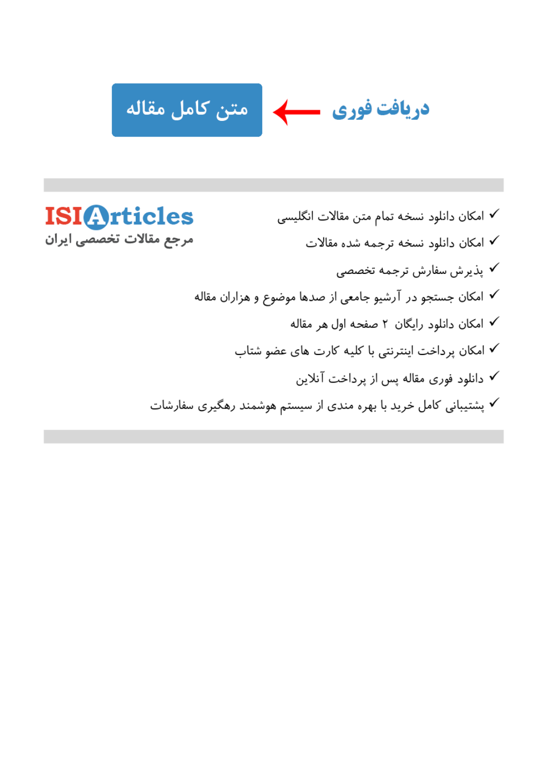دریافت فوری ← متن کامل مقاله

**ISIArticles**
مرجع مقالات تخصصی ایران

- ✓ امکان دانلود نسخه تمام متن مقالات انگلیسی
- ✓ امکان دانلود نسخه ترجمه شده مقالات
- ✓ پذیرش سفارش ترجمه تخصصی
- ✓ امکان جستجو در آرشیو جامعی از صدها موضوع و هزاران مقاله
- ✓ امکان دانلود رایگان ۲ صفحه اول هر مقاله
- ✓ امکان پرداخت اینترنتی با کلیه کارت های عضو شتاب
- ✓ دانلود فوری مقاله پس از پرداخت آنلاین
- ✓ پشتیبانی کامل خرید با بهره مندی از سیستم هوشمند رهگیری سفارشات